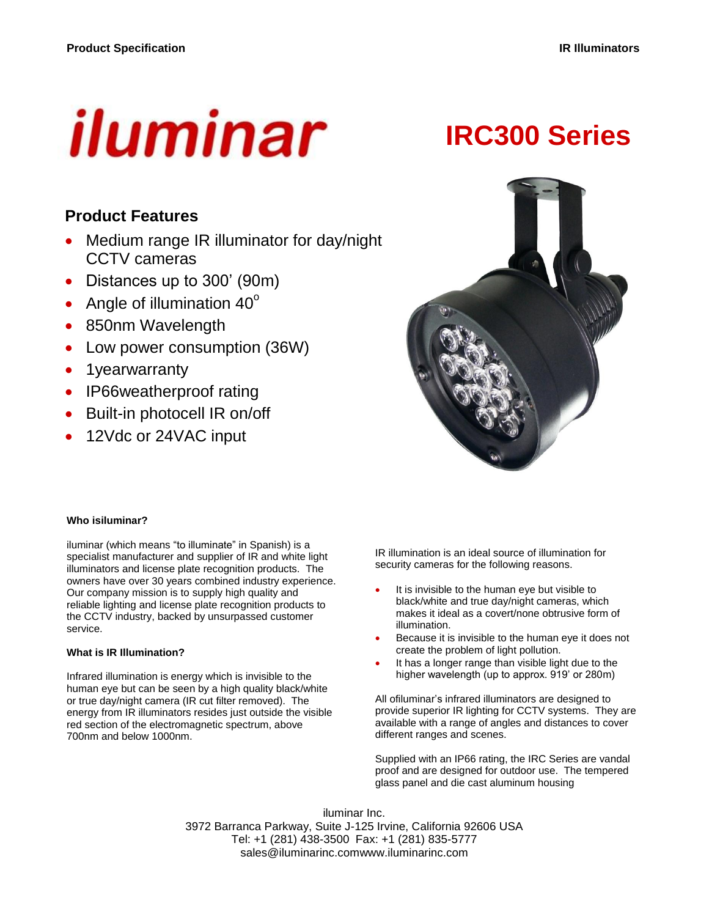# iluminar

# IRC300 Series

## Product Features

- Medium range IR illuminator for day/night CCTV cameras
- Distances up to 300' (90m)
- Angle of illumination 40$^o$
- 850nm Wavelength
- Low power consumption (36W)
- 1yearwarranty
- IP66weatherproof rating
- Built-in photocell IR on/off
- 12Vdc or 24VAC input

**Who isiluminar?**

iluminar (which means "to illuminate" in Spanish) is a specialist manufacturer and supplier of IR and white light illuminators and license plate recognition products. The owners have over 30 years combined industry experience. Our company mission is to supply high quality and reliable lighting and license plate recognition products to the CCTV industry, backed by unsurpassed customer service.

**What is IR Illumination?**

Infrared illumination is energy which is invisible to the human eye but can be seen by a high quality black/white or true day/night camera (IR cut filter removed). The energy from IR illuminators resides just outside the visible red section of the electromagnetic spectrum, above 700nm and below 1000nm.

IR illumination is an ideal source of illumination for security cameras for the following reasons.

- It is invisible to the human eye but visible to black/white and true day/night cameras, which makes it ideal as a covert/none obtrusive form of illumination.
- Because it is invisible to the human eye it does not create the problem of light pollution.
- It has a longer range than visible light due to the higher wavelength (up to approx. 919' or 280m)

All ofiluminar's infrared illuminators are designed to provide superior IR lighting for CCTV systems. They are available with a range of angles and distances to cover different ranges and scenes.

Supplied with an IP66 rating, the IRC Series are vandal proof and are designed for outdoor use. The tempered glass panel and die cast aluminum housing

iluminar Inc.
3972 Barranca Parkway, Suite J-125 Irvine, California 92606 USA
Tel: +1 (281) 438-3500 Fax: +1 (281) 835-5777
sales@iluminarinc.comwww.iluminarinc.com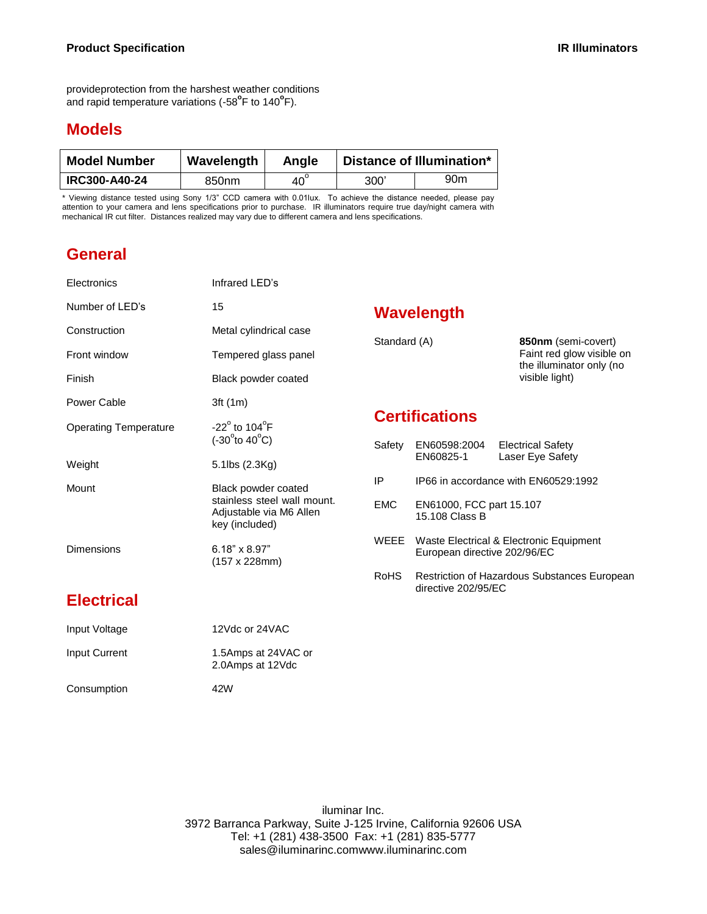provideprotection from the harshest weather conditions and rapid temperature variations (-58°F to 140°F).

## Models

| Model Number | Wavelength | Angle | Distance of Illumination* | |
|---|---|---|---|---|
| **IRC300-A40-24** | 850nm | 40° | 300' | 90m |

\* Viewing distance tested using Sony 1/3" CCD camera with 0.01lux. To achieve the distance needed, please pay attention to your camera and lens specifications prior to purchase. IR illuminators require true day/night camera with mechanical IR cut filter. Distances realized may vary due to different camera and lens specifications.

## General

| | |
|---|---|
| Electronics | Infrared LED's |
| Number of LED's | 15 |
| Construction | Metal cylindrical case |
| Front window | Tempered glass panel |
| Finish | Black powder coated |
| Power Cable | 3ft (1m) |
| Operating Temperature | -22° to 104°F (-30° to 40°C) |
| Weight | 5.1lbs (2.3Kg) |
| Mount | Black powder coated stainless steel wall mount. Adjustable via M6 Allen key (included) |
| Dimensions | 6.18" x 8.97" (157 x 228mm) |

## Electrical

| | |
|---|---|
| Input Voltage | 12Vdc or 24VAC |
| Input Current | 1.5Amps at 24VAC or 2.0Amps at 12Vdc |
| Consumption | 42W |

## Wavelength

| | |
|---|---|
| Standard (A) | **850nm** (semi-covert) Faint red glow visible on the illuminator only (no visible light) |

## Certifications

| | | |
|---|---|---|
| Safety | EN60598:2004<br>EN60825-1 | Electrical Safety<br>Laser Eye Safety |
| IP | IP66 in accordance with EN60529:1992 | |
| EMC | EN61000, FCC part 15.107 15.108 Class B | |
| WEEE | Waste Electrical & Electronic Equipment European directive 202/96/EC | |
| RoHS | Restriction of Hazardous Substances European directive 202/95/EC | |

iluminar Inc.
3972 Barranca Parkway, Suite J-125 Irvine, California 92606 USA
Tel: +1 (281) 438-3500 Fax: +1 (281) 835-5777
sales@iluminarinc.comwww.iluminarinc.com